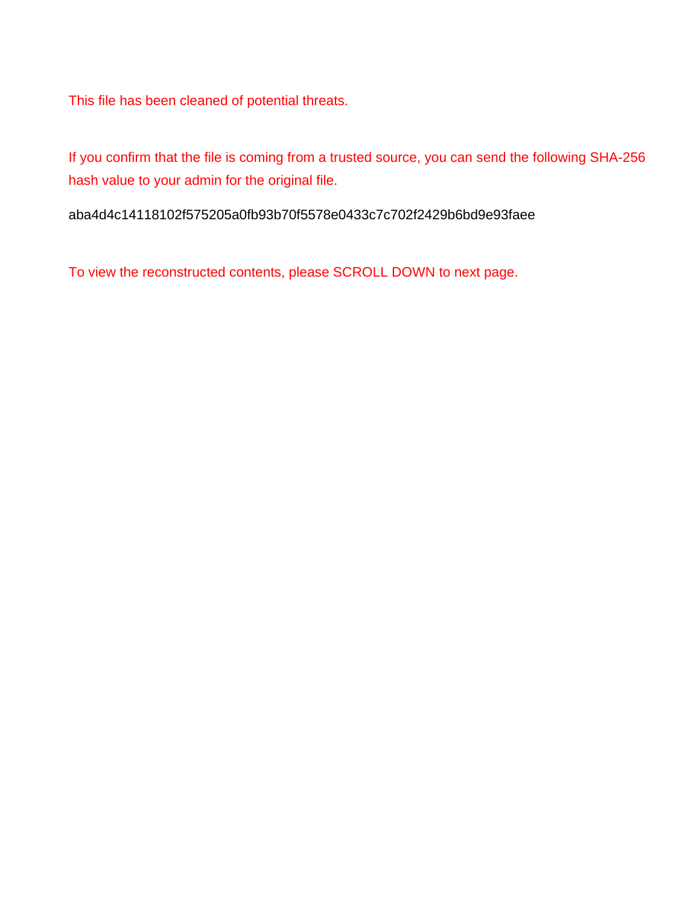This file has been cleaned of potential threats.

If you confirm that the file is coming from a trusted source, you can send the following SHA-256 hash value to your admin for the original file.

aba4d4c14118102f575205a0fb93b70f5578e0433c7c702f2429b6bd9e93faee

To view the reconstructed contents, please SCROLL DOWN to next page.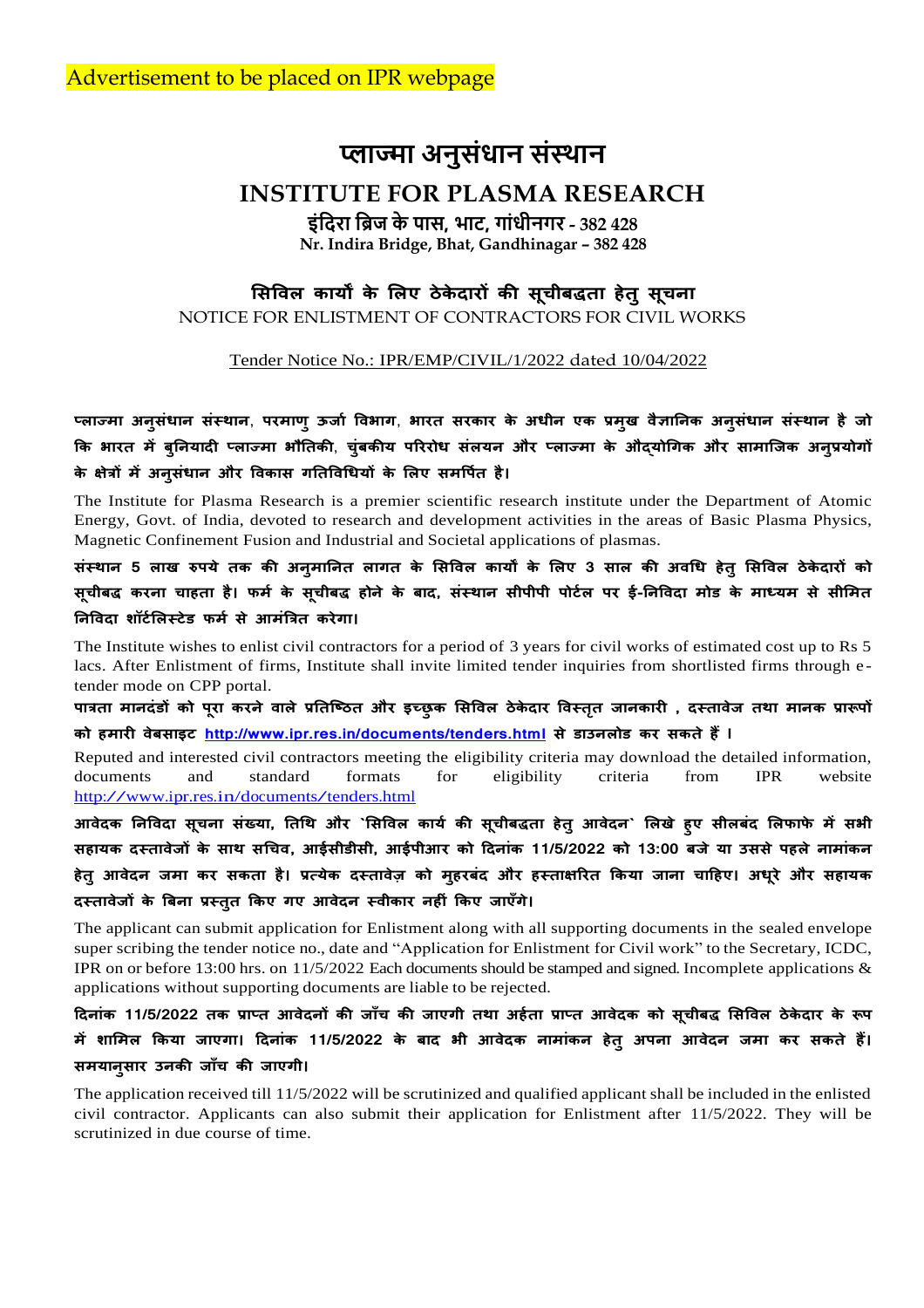Advertisement to be placed on IPR webpage

# प्लाज्मा अनुसंधान संस्थान

# INSTITUTE FOR PLASMA RESEARCH

**इंदिरा ब्रिज के पास, भाट, गांधीनगर - 382 428**

**Nr. Indira Bridge, Bhat, Gandhinagar – 382 428**

## सिविल कार्यों के लिए ठेकेदारों की सूचीबद्धता हेतु सूचना

NOTICE FOR ENLISTMENT OF CONTRACTORS FOR CIVIL WORKS

Tender Notice No.: IPR/EMP/CIVIL/1/2022 dated 10/04/2022

**प्लाज्मा अनुसंधान संस्थान, परमाणु ऊर्जा विभाग, भारत सरकार के अधीन एक प्रमुख वैज्ञानिक अनुसंधान संस्थान है जो कि भारत में बुनियादी प्लाज्मा भौतिकी, चुंबकीय परिरोध संलयन और प्लाज्मा के औद्योगिक और सामाजिक अनुप्रयोगों के क्षेत्रों में अनुसंधान और विकास गतिविधियों के लिए समर्पित है।**

The Institute for Plasma Research is a premier scientific research institute under the Department of Atomic Energy, Govt. of India, devoted to research and development activities in the areas of Basic Plasma Physics, Magnetic Confinement Fusion and Industrial and Societal applications of plasmas.

**संस्थान 5 लाख रुपये तक की अनुमानित लागत के सिविल कार्यों के लिए 3 साल की अवधि हेतु सिविल ठेकेदारों को सूचीबद्ध करना चाहता है। फर्म के सूचीबद्ध होने के बाद, संस्थान सीपीपी पोर्टल पर ई-निविदा मोड के माध्यम से सीमित निविदा शॉर्टलिस्टेड फर्म से आमंत्रित करेगा।**

The Institute wishes to enlist civil contractors for a period of 3 years for civil works of estimated cost up to Rs 5 lacs. After Enlistment of firms, Institute shall invite limited tender inquiries from shortlisted firms through e-tender mode on CPP portal.

**पात्रता मानदंडों को पूरा करने वाले प्रतिष्ठित और इच्छुक सिविल ठेकेदार विस्तृत जानकारी , दस्तावेज तथा मानक प्रारूपों को हमारी वेबसाइट http://www.ipr.res.in/documents/tenders.html से डाउनलोड कर सकते हैं ।**

Reputed and interested civil contractors meeting the eligibility criteria may download the detailed information, documents and standard formats for eligibility criteria from IPR website http://www.ipr.res.in/documents/tenders.html

**आवेदक निविदा सूचना संख्या, तिथि और `सिविल कार्य की सूचीबद्धता हेतु आवेदन` लिखे हुए सीलबंद लिफाफे में सभी सहायक दस्तावेजों के साथ सचिव, आईसीडीसी, आईपीआर को दिनांक 11/5/2022 को 13:00 बजे या उससे पहले नामांकन हेतु आवेदन जमा कर सकता है। प्रत्येक दस्तावेज़ को मुहरबंद और हस्ताक्षरित किया जाना चाहिए। अधूरे और सहायक दस्तावेजों के बिना प्रस्तुत किए गए आवेदन स्वीकार नहीं किए जाएँगे।**

The applicant can submit application for Enlistment along with all supporting documents in the sealed envelope super scribing the tender notice no., date and "Application for Enlistment for Civil work" to the Secretary, ICDC, IPR on or before 13:00 hrs. on 11/5/2022 Each documents should be stamped and signed. Incomplete applications & applications without supporting documents are liable to be rejected.

**दिनांक 11/5/2022 तक प्राप्त आवेदनों की जाँच की जाएगी तथा अर्हता प्राप्त आवेदक को सूचीबद्ध सिविल ठेकेदार के रूप में शामिल किया जाएगा। दिनांक 11/5/2022 के बाद भी आवेदक नामांकन हेतु अपना आवेदन जमा कर सकते हैं। समयानुसार उनकी जाँच की जाएगी।**

The application received till 11/5/2022 will be scrutinized and qualified applicant shall be included in the enlisted civil contractor. Applicants can also submit their application for Enlistment after 11/5/2022. They will be scrutinized in due course of time.